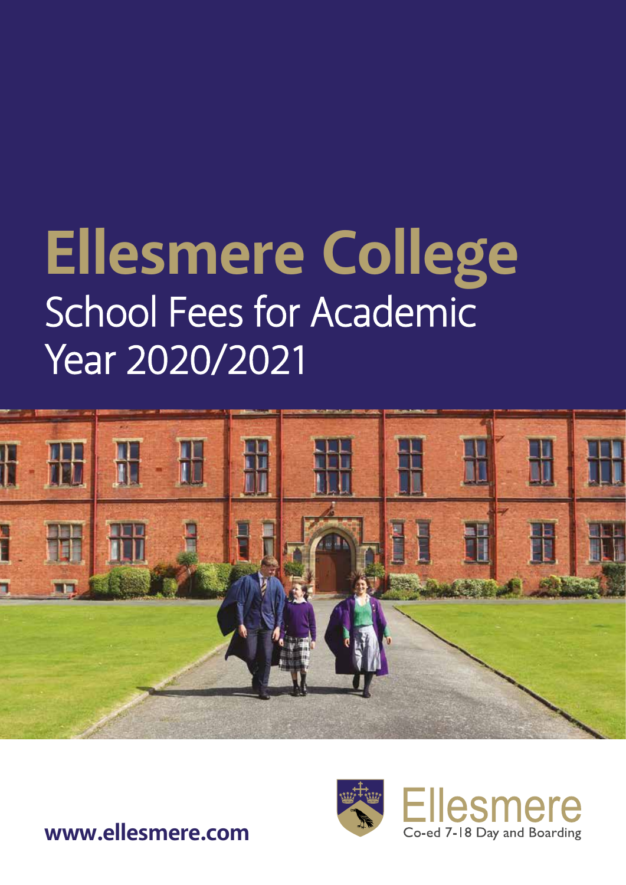# Ellesmere College

## School Fees for Academic Year 2020/2021

Ellesmere

Co-ed 7-18 Day and Boarding

**www.ellesmere.com**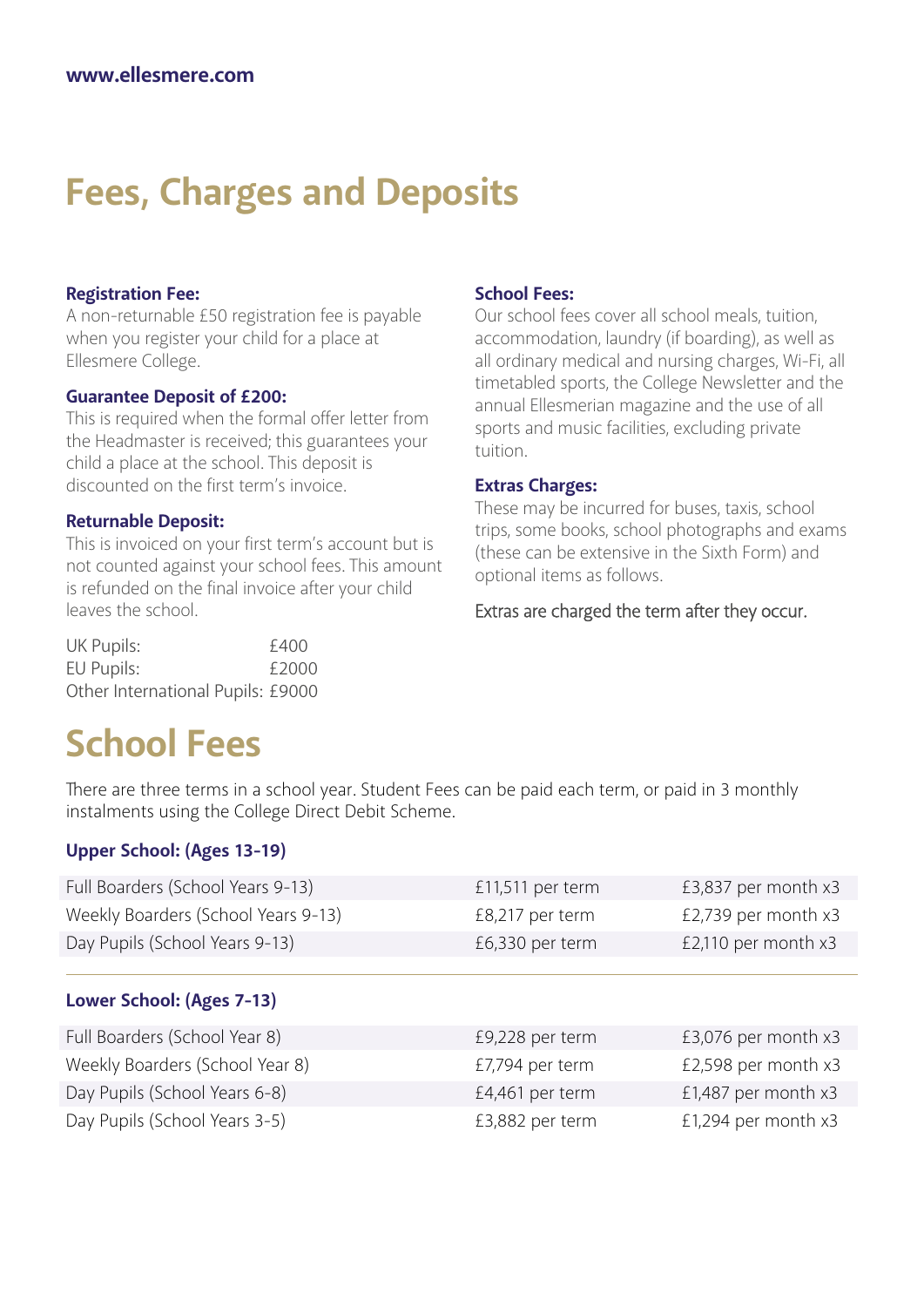www.ellesmere.com

# Fees, Charges and Deposits

**Registration Fee:**
A non-returnable £50 registration fee is payable when you register your child for a place at Ellesmere College.

**Guarantee Deposit of £200:**
This is required when the formal offer letter from the Headmaster is received; this guarantees your child a place at the school. This deposit is discounted on the first term's invoice.

**Returnable Deposit:**
This is invoiced on your first term's account but is not counted against your school fees. This amount is refunded on the final invoice after your child leaves the school.

| | |
|---|---|
| UK Pupils: | £400 |
| EU Pupils: | £2000 |
| Other International Pupils: | £9000 |

**School Fees:**
Our school fees cover all school meals, tuition, accommodation, laundry (if boarding), as well as all ordinary medical and nursing charges, Wi-Fi, all timetabled sports, the College Newsletter and the annual Ellesmerian magazine and the use of all sports and music facilities, excluding private tuition.

**Extras Charges:**
These may be incurred for buses, taxis, school trips, some books, school photographs and exams (these can be extensive in the Sixth Form) and optional items as follows.

Extras are charged the term after they occur.

# School Fees

There are three terms in a school year. Student Fees can be paid each term, or paid in 3 monthly instalments using the College Direct Debit Scheme.

**Upper School: (Ages 13-19)**

| | | |
|---|---|---|
| Full Boarders (School Years 9-13) | £11,511 per term | £3,837 per month x3 |
| Weekly Boarders (School Years 9-13) | £8,217 per term | £2,739 per month x3 |
| Day Pupils (School Years 9-13) | £6,330 per term | £2,110 per month x3 |

**Lower School: (Ages 7-13)**

| | | |
|---|---|---|
| Full Boarders (School Year 8) | £9,228 per term | £3,076 per month x3 |
| Weekly Boarders (School Year 8) | £7,794 per term | £2,598 per month x3 |
| Day Pupils (School Years 6-8) | £4,461 per term | £1,487 per month x3 |
| Day Pupils (School Years 3-5) | £3,882 per term | £1,294 per month x3 |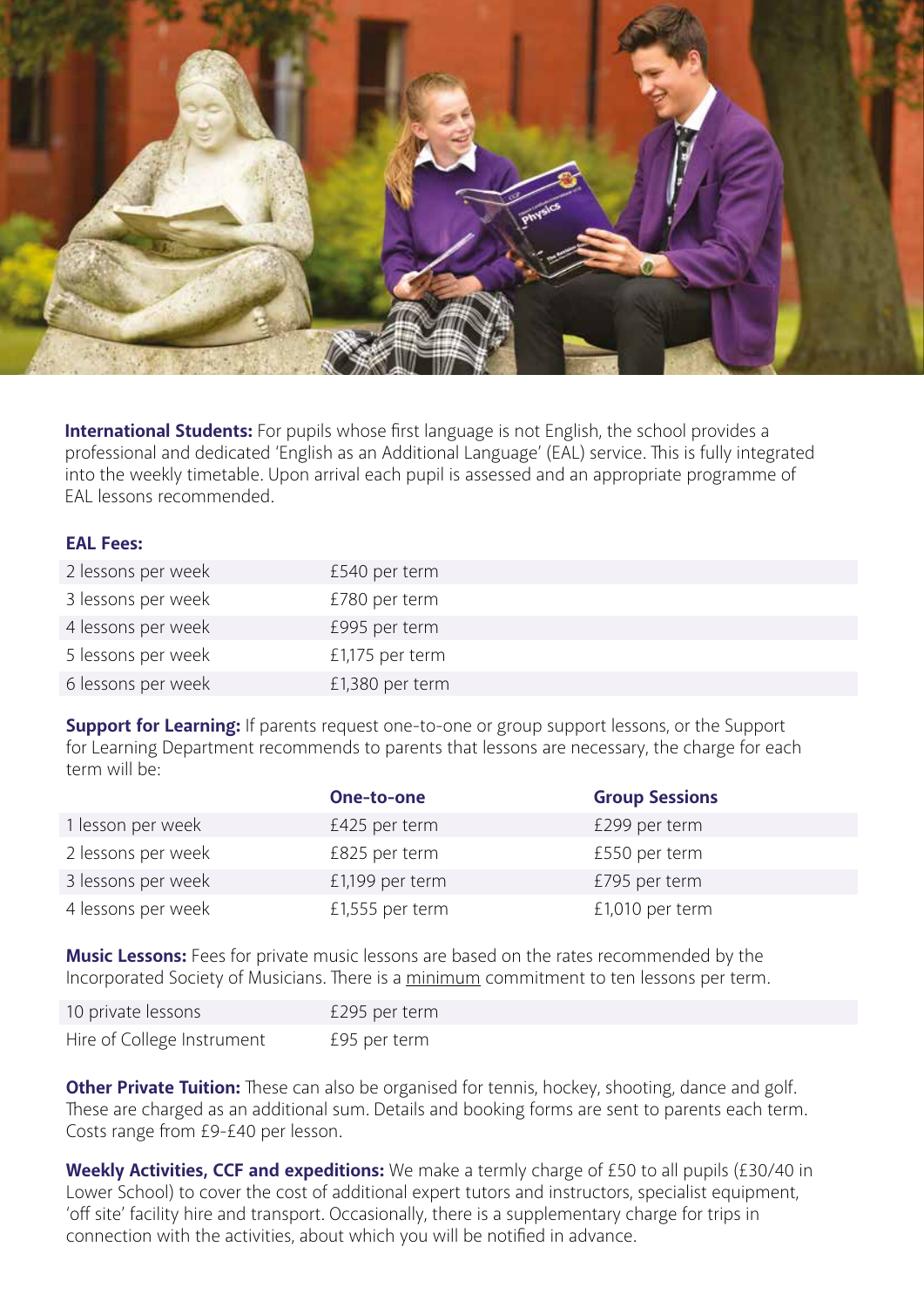**International Students:** For pupils whose first language is not English, the school provides a professional and dedicated 'English as an Additional Language' (EAL) service. This is fully integrated into the weekly timetable. Upon arrival each pupil is assessed and an appropriate programme of EAL lessons recommended.

**EAL Fees:**

| | |
|---|---|
| 2 lessons per week | £540 per term |
| 3 lessons per week | £780 per term |
| 4 lessons per week | £995 per term |
| 5 lessons per week | £1,175 per term |
| 6 lessons per week | £1,380 per term |

**Support for Learning:** If parents request one-to-one or group support lessons, or the Support for Learning Department recommends to parents that lessons are necessary, the charge for each term will be:

| | One-to-one | Group Sessions |
|---|---|---|
| 1 lesson per week | £425 per term | £299 per term |
| 2 lessons per week | £825 per term | £550 per term |
| 3 lessons per week | £1,199 per term | £795 per term |
| 4 lessons per week | £1,555 per term | £1,010 per term |

**Music Lessons:** Fees for private music lessons are based on the rates recommended by the Incorporated Society of Musicians. There is a minimum commitment to ten lessons per term.

| | |
|---|---|
| 10 private lessons | £295 per term |
| Hire of College Instrument | £95 per term |

**Other Private Tuition:** These can also be organised for tennis, hockey, shooting, dance and golf. These are charged as an additional sum. Details and booking forms are sent to parents each term. Costs range from £9-£40 per lesson.

**Weekly Activities, CCF and expeditions:** We make a termly charge of £50 to all pupils (£30/40 in Lower School) to cover the cost of additional expert tutors and instructors, specialist equipment, 'off site' facility hire and transport. Occasionally, there is a supplementary charge for trips in connection with the activities, about which you will be notified in advance.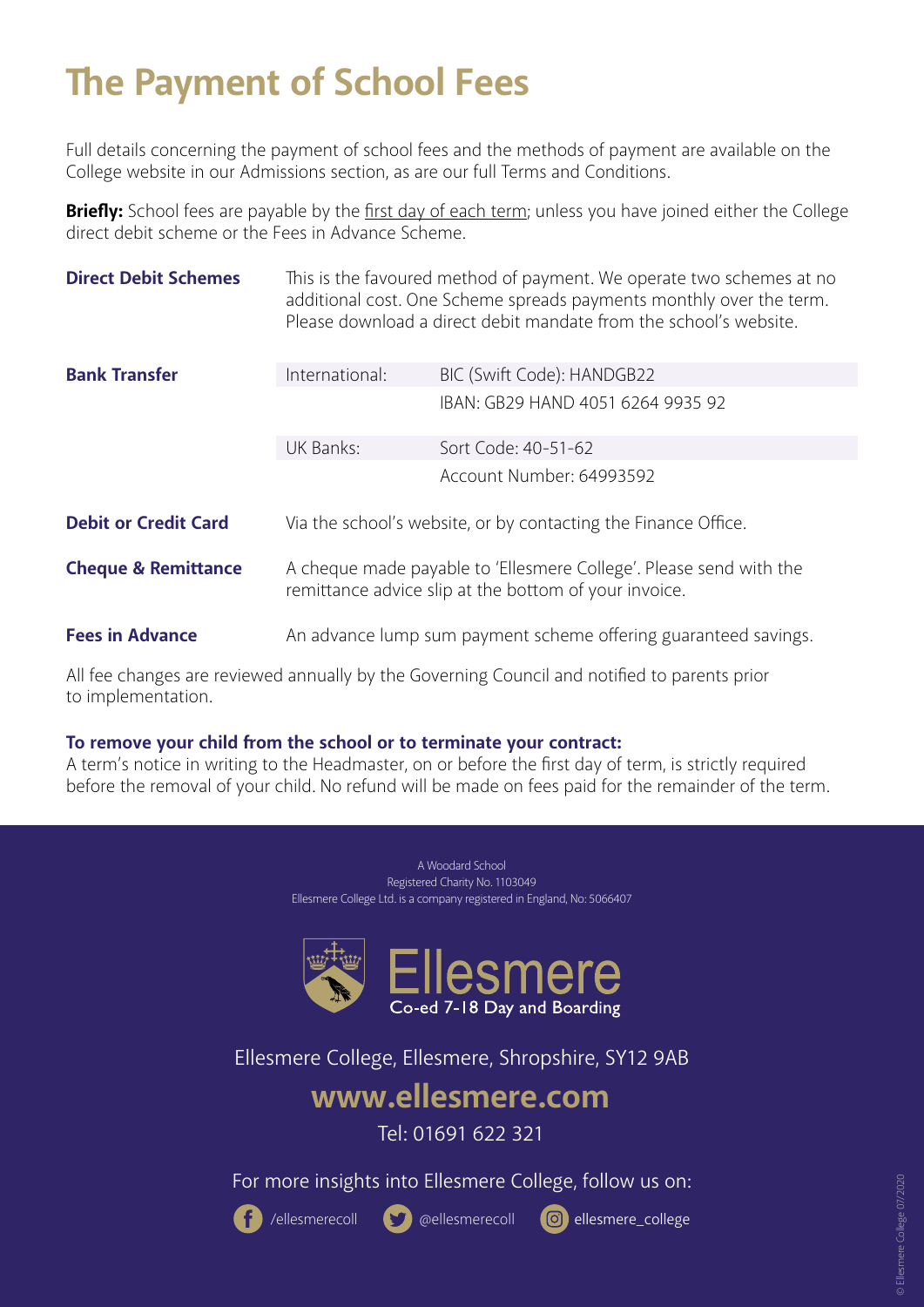# The Payment of School Fees

Full details concerning the payment of school fees and the methods of payment are available on the College website in our Admissions section, as are our full Terms and Conditions.

**Briefly:** School fees are payable by the first day of each term; unless you have joined either the College direct debit scheme or the Fees in Advance Scheme.

| | | |
|---|---|---|
| **Direct Debit Schemes** | This is the favoured method of payment. We operate two schemes at no additional cost. One Scheme spreads payments monthly over the term. Please download a direct debit mandate from the school's website. | |
| **Bank Transfer** | International: | BIC (Swift Code): HANDGB22 |
| | | IBAN: GB29 HAND 4051 6264 9935 92 |
| | UK Banks: | Sort Code: 40-51-62 |
| | | Account Number: 64993592 |
| **Debit or Credit Card** | Via the school's website, or by contacting the Finance Office. | |
| **Cheque & Remittance** | A cheque made payable to 'Ellesmere College'. Please send with the remittance advice slip at the bottom of your invoice. | |
| **Fees in Advance** | An advance lump sum payment scheme offering guaranteed savings. | |

All fee changes are reviewed annually by the Governing Council and notified to parents prior to implementation.

**To remove your child from the school or to terminate your contract:**
A term's notice in writing to the Headmaster, on or before the first day of term, is strictly required before the removal of your child. No refund will be made on fees paid for the remainder of the term.

A Woodard School
Registered Charity No. 1103049
Ellesmere College Ltd. is a company registered in England, No: 5066407

Ellesmere
Co-ed 7-18 Day and Boarding

Ellesmere College, Ellesmere, Shropshire, SY12 9AB

**www.ellesmere.com**

Tel: 01691 622 321

For more insights into Ellesmere College, follow us on:

/ellesmerecoll @ellesmerecoll ellesmere_college

© Ellesmere College 07/2020